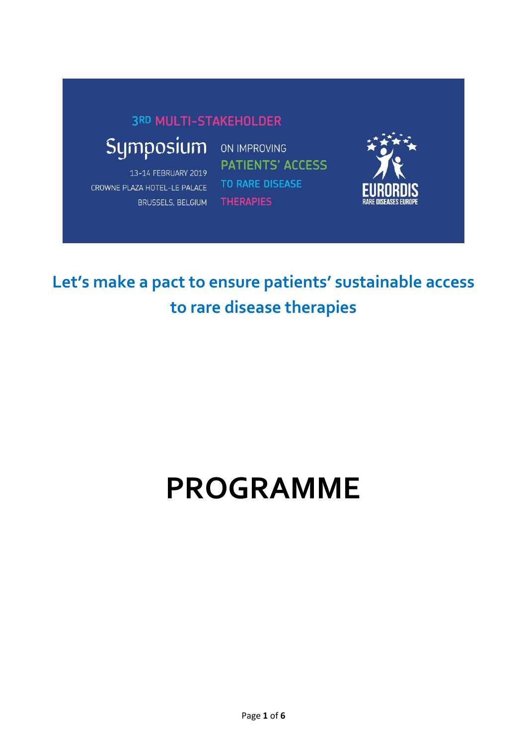3RD MULTI-STAKEHOLDER

Symposium ON IMPROVING PATIENTS' ACCESS TO RARE DISEASE THERAPIES

13-14 FEBRUARY 2019
CROWNE PLAZA HOTEL-LE PALACE
BRUSSELS, BELGIUM

EURORDIS
RARE DISEASES EUROPE

## Let's make a pact to ensure patients' sustainable access to rare disease therapies

# PROGRAMME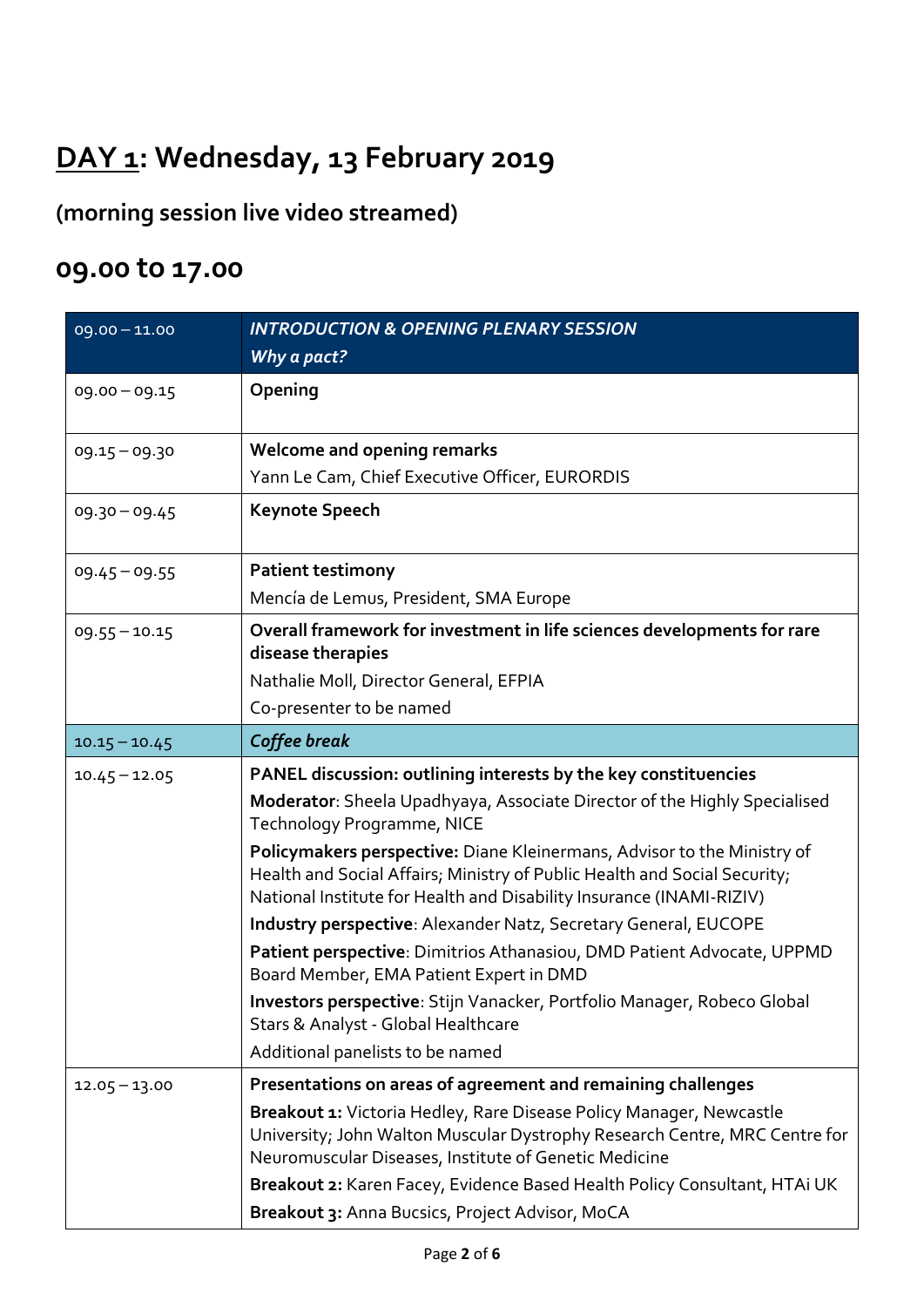# DAY 1: Wednesday, 13 February 2019

## (morning session live video streamed)

## 09.00 to 17.00

| 09.00 – 11.00 | ***INTRODUCTION & OPENING PLENARY SESSION*** ***Why a pact?*** |
|---|---|
| 09.00 – 09.15 | **Opening** |
| 09.15 – 09.30 | **Welcome and opening remarks** Yann Le Cam, Chief Executive Officer, EURORDIS |
| 09.30 – 09.45 | **Keynote Speech** |
| 09.45 – 09.55 | **Patient testimony** Mencía de Lemus, President, SMA Europe |
| 09.55 – 10.15 | **Overall framework for investment in life sciences developments for rare disease therapies** Nathalie Moll, Director General, EFPIA Co-presenter to be named |
| 10.15 – 10.45 | ***Coffee break*** |
| 10.45 – 12.05 | **PANEL discussion: outlining interests by the key constituencies** **Moderator**: Sheela Upadhyaya, Associate Director of the Highly Specialised Technology Programme, NICE **Policymakers perspective:** Diane Kleinermans, Advisor to the Ministry of Health and Social Affairs; Ministry of Public Health and Social Security; National Institute for Health and Disability Insurance (INAMI-RIZIV) **Industry perspective**: Alexander Natz, Secretary General, EUCOPE **Patient perspective**: Dimitrios Athanasiou, DMD Patient Advocate, UPPMD Board Member, EMA Patient Expert in DMD **Investors perspective**: Stijn Vanacker, Portfolio Manager, Robeco Global Stars & Analyst - Global Healthcare Additional panelists to be named |
| 12.05 – 13.00 | **Presentations on areas of agreement and remaining challenges** **Breakout 1:** Victoria Hedley, Rare Disease Policy Manager, Newcastle University; John Walton Muscular Dystrophy Research Centre, MRC Centre for Neuromuscular Diseases, Institute of Genetic Medicine **Breakout 2:** Karen Facey, Evidence Based Health Policy Consultant, HTAi UK **Breakout 3:** Anna Bucsics, Project Advisor, MoCA |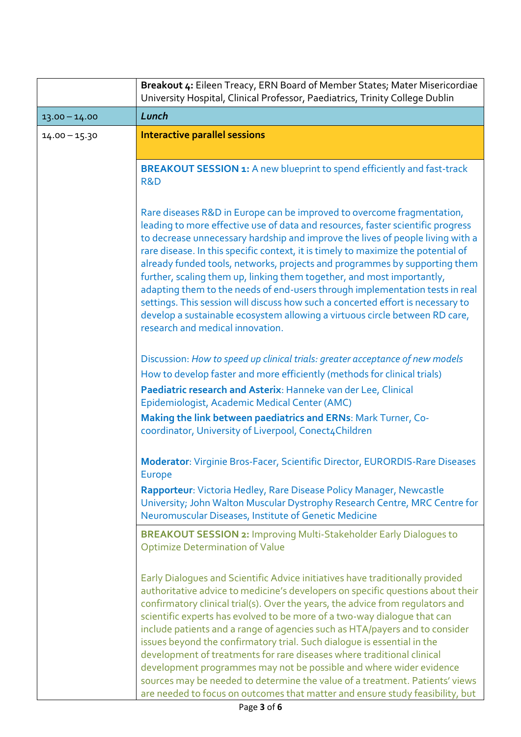| | |
|---|---|
| | **Breakout 4:** Eileen Treacy, ERN Board of Member States; Mater Misericordiae University Hospital, Clinical Professor, Paediatrics, Trinity College Dublin |
| 13.00 – 14.00 | ***Lunch*** |
| 14.00 – 15.30 | **Interactive parallel sessions** |
| | **BREAKOUT SESSION 1:** A new blueprint to spend efficiently and fast-track R&D<br><br>Rare diseases R&D in Europe can be improved to overcome fragmentation, leading to more effective use of data and resources, faster scientific progress to decrease unnecessary hardship and improve the lives of people living with a rare disease. In this specific context, it is timely to maximize the potential of already funded tools, networks, projects and programmes by supporting them further, scaling them up, linking them together, and most importantly, adapting them to the needs of end-users through implementation tests in real settings. This session will discuss how such a concerted effort is necessary to develop a sustainable ecosystem allowing a virtuous circle between RD care, research and medical innovation.<br><br>Discussion: *How to speed up clinical trials: greater acceptance of new models*<br>How to develop faster and more efficiently (methods for clinical trials)<br>**Paediatric research and Asterix**: Hanneke van der Lee, Clinical Epidemiologist, Academic Medical Center (AMC)<br>**Making the link between paediatrics and ERNs**: Mark Turner, Co-coordinator, University of Liverpool, Conect4Children<br><br>**Moderator**: Virginie Bros-Facer, Scientific Director, EURORDIS-Rare Diseases Europe<br>**Rapporteur**: Victoria Hedley, Rare Disease Policy Manager, Newcastle University; John Walton Muscular Dystrophy Research Centre, MRC Centre for Neuromuscular Diseases, Institute of Genetic Medicine |
| | **BREAKOUT SESSION 2:** Improving Multi-Stakeholder Early Dialogues to Optimize Determination of Value<br><br>Early Dialogues and Scientific Advice initiatives have traditionally provided authoritative advice to medicine's developers on specific questions about their confirmatory clinical trial(s). Over the years, the advice from regulators and scientific experts has evolved to be more of a two-way dialogue that can include patients and a range of agencies such as HTA/payers and to consider issues beyond the confirmatory trial. Such dialogue is essential in the development of treatments for rare diseases where traditional clinical development programmes may not be possible and where wider evidence sources may be needed to determine the value of a treatment. Patients' views are needed to focus on outcomes that matter and ensure study feasibility, but |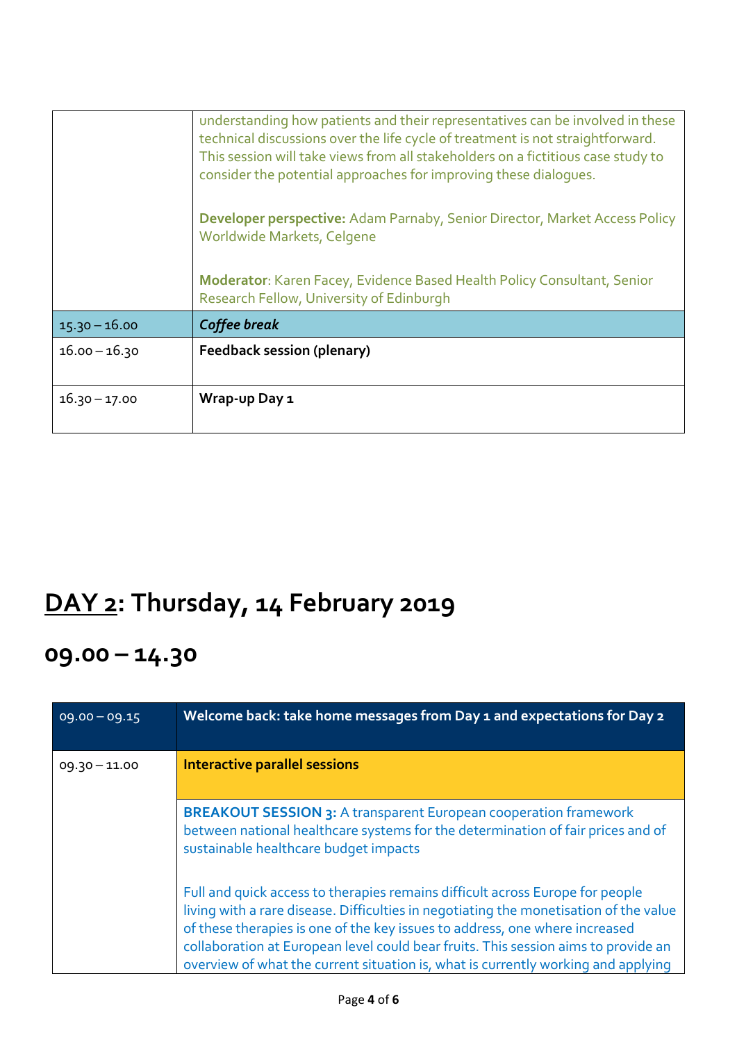| | |
|---|---|
| | understanding how patients and their representatives can be involved in these technical discussions over the life cycle of treatment is not straightforward. This session will take views from all stakeholders on a fictitious case study to consider the potential approaches for improving these dialogues.<br><br>**Developer perspective:** Adam Parnaby, Senior Director, Market Access Policy Worldwide Markets, Celgene<br><br>**Moderator**: Karen Facey, Evidence Based Health Policy Consultant, Senior Research Fellow, University of Edinburgh |
| 15.30 – 16.00 | ***Coffee break*** |
| 16.00 – 16.30 | **Feedback session (plenary)** |
| 16.30 – 17.00 | **Wrap-up Day 1** |

# <u>DAY 2</u>: Thursday, 14 February 2019

## 09.00 – 14.30

| | |
|---|---|
| 09.00 – 09.15 | **Welcome back: take home messages from Day 1 and expectations for Day 2** |
| 09.30 – 11.00 | **Interactive parallel sessions** |
| | **BREAKOUT SESSION 3:** A transparent European cooperation framework between national healthcare systems for the determination of fair prices and of sustainable healthcare budget impacts<br><br>Full and quick access to therapies remains difficult across Europe for people living with a rare disease. Difficulties in negotiating the monetisation of the value of these therapies is one of the key issues to address, one where increased collaboration at European level could bear fruits. This session aims to provide an overview of what the current situation is, what is currently working and applying |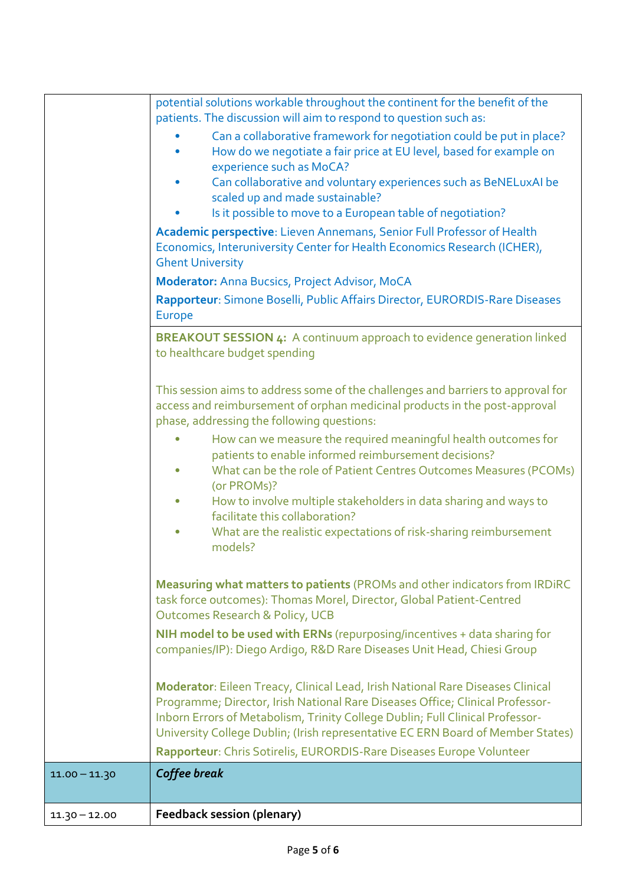| | |
|---|---|
| | potential solutions workable throughout the continent for the benefit of the patients. The discussion will aim to respond to question such as:<br>• Can a collaborative framework for negotiation could be put in place?<br>• How do we negotiate a fair price at EU level, based for example on experience such as MoCA?<br>• Can collaborative and voluntary experiences such as BeNELuxAI be scaled up and made sustainable?<br>• Is it possible to move to a European table of negotiation?<br>**Academic perspective**: Lieven Annemans, Senior Full Professor of Health Economics, Interuniversity Center for Health Economics Research (ICHER), Ghent University<br>**Moderator:** Anna Bucsics, Project Advisor, MoCA<br>**Rapporteur**: Simone Boselli, Public Affairs Director, EURORDIS-Rare Diseases Europe |
| | **BREAKOUT SESSION 4:** A continuum approach to evidence generation linked to healthcare budget spending<br><br>This session aims to address some of the challenges and barriers to approval for access and reimbursement of orphan medicinal products in the post-approval phase, addressing the following questions:<br>• How can we measure the required meaningful health outcomes for patients to enable informed reimbursement decisions?<br>• What can be the role of Patient Centres Outcomes Measures (PCOMs) (or PROMs)?<br>• How to involve multiple stakeholders in data sharing and ways to facilitate this collaboration?<br>• What are the realistic expectations of risk-sharing reimbursement models?<br><br>**Measuring what matters to patients** (PROMs and other indicators from IRDiRC task force outcomes): Thomas Morel, Director, Global Patient-Centred Outcomes Research & Policy, UCB<br>**NIH model to be used with ERNs** (repurposing/incentives + data sharing for companies/IP): Diego Ardigo, R&D Rare Diseases Unit Head, Chiesi Group<br><br>**Moderator**: Eileen Treacy, Clinical Lead, Irish National Rare Diseases Clinical Programme; Director, Irish National Rare Diseases Office; Clinical Professor-Inborn Errors of Metabolism, Trinity College Dublin; Full Clinical Professor-University College Dublin; (Irish representative EC ERN Board of Member States)<br>**Rapporteur**: Chris Sotirelis, EURORDIS-Rare Diseases Europe Volunteer |
| 11.00 – 11.30 | ***Coffee break*** |
| 11.30 – 12.00 | **Feedback session (plenary)** |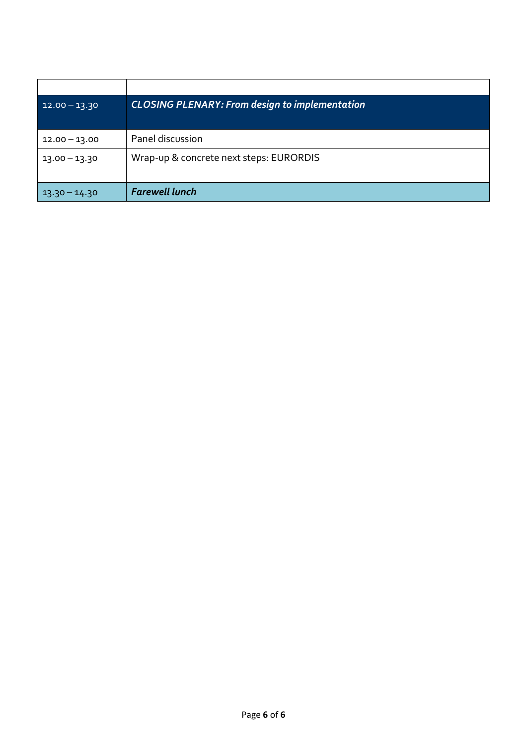| | |
|---|---|
| 12.00 – 13.30 | ***CLOSING PLENARY: From design to implementation*** |
| 12.00 – 13.00 | Panel discussion |
| 13.00 – 13.30 | Wrap-up & concrete next steps: EURORDIS |
| 13.30 – 14.30 | ***Farewell lunch*** |